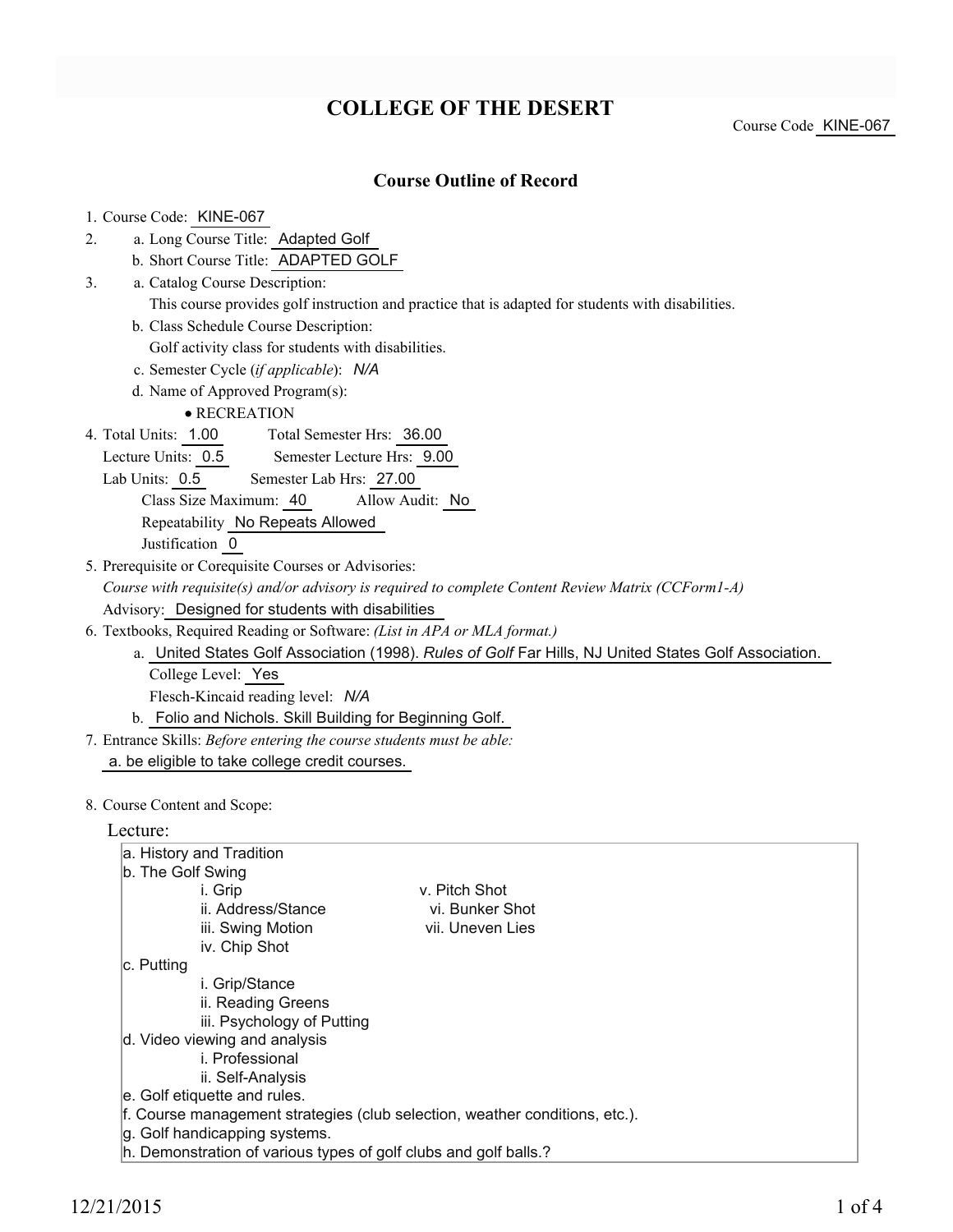# COLLEGE OF THE DESERT

Course Code KINE-067

## Course Outline of Record

1. Course Code: KINE-067
2. a. Long Course Title: Adapted Golf
   b. Short Course Title: ADAPTED GOLF
3. a. Catalog Course Description:
   This course provides golf instruction and practice that is adapted for students with disabilities.
   b. Class Schedule Course Description:
   Golf activity class for students with disabilities.
   c. Semester Cycle (*if applicable*): *N/A*
   d. Name of Approved Program(s):
   - RECREATION
4. Total Units: 1.00 Total Semester Hrs: 36.00
   Lecture Units: 0.5 Semester Lecture Hrs: 9.00
   Lab Units: 0.5 Semester Lab Hrs: 27.00
   Class Size Maximum: 40 Allow Audit: No
   Repeatability No Repeats Allowed
   Justification 0
5. Prerequisite or Corequisite Courses or Advisories:
   *Course with requisite(s) and/or advisory is required to complete Content Review Matrix (CCForm1-A)*
   Advisory: Designed for students with disabilities
6. Textbooks, Required Reading or Software: *(List in APA or MLA format.)*
   a. United States Golf Association (1998). *Rules of Golf* Far Hills, NJ United States Golf Association.
      College Level: Yes
      Flesch-Kincaid reading level: *N/A*
   b. Folio and Nichols. Skill Building for Beginning Golf.
7. Entrance Skills: *Before entering the course students must be able:*
   a. be eligible to take college credit courses.
8. Course Content and Scope:

Lecture:

a. History and Tradition
b. The Golf Swing
   i. Grip
   ii. Address/Stance
   iii. Swing Motion
   iv. Chip Shot
   v. Pitch Shot
   vi. Bunker Shot
   vii. Uneven Lies
c. Putting
   i. Grip/Stance
   ii. Reading Greens
   iii. Psychology of Putting
d. Video viewing and analysis
   i. Professional
   ii. Self-Analysis
e. Golf etiquette and rules.
f. Course management strategies (club selection, weather conditions, etc.).
g. Golf handicapping systems.
h. Demonstration of various types of golf clubs and golf balls.?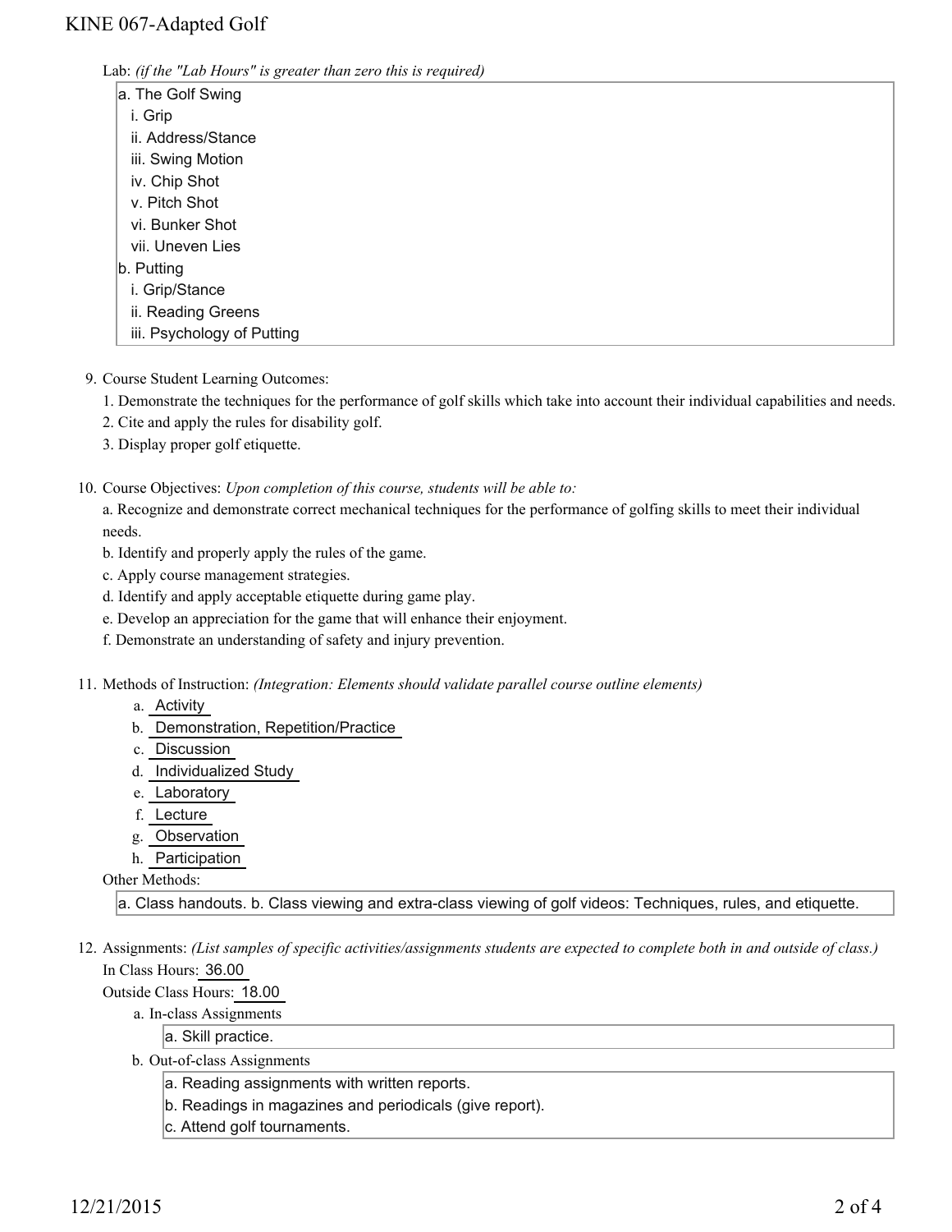Lab: *(if the "Lab Hours" is greater than zero this is required)*

a. The Golf Swing
   i. Grip
   ii. Address/Stance
   iii. Swing Motion
   iv. Chip Shot
   v. Pitch Shot
   vi. Bunker Shot
   vii. Uneven Lies
b. Putting
   i. Grip/Stance
   ii. Reading Greens
   iii. Psychology of Putting

9. Course Student Learning Outcomes:
   1. Demonstrate the techniques for the performance of golf skills which take into account their individual capabilities and needs.
   2. Cite and apply the rules for disability golf.
   3. Display proper golf etiquette.

10. Course Objectives: *Upon completion of this course, students will be able to:*
    a. Recognize and demonstrate correct mechanical techniques for the performance of golfing skills to meet their individual needs.
    b. Identify and properly apply the rules of the game.
    c. Apply course management strategies.
    d. Identify and apply acceptable etiquette during game play.
    e. Develop an appreciation for the game that will enhance their enjoyment.
    f. Demonstrate an understanding of safety and injury prevention.

11. Methods of Instruction: *(Integration: Elements should validate parallel course outline elements)*
    a. Activity
    b. Demonstration, Repetition/Practice
    c. Discussion
    d. Individualized Study
    e. Laboratory
    f. Lecture
    g. Observation
    h. Participation

    Other Methods:

    a. Class handouts. b. Class viewing and extra-class viewing of golf videos: Techniques, rules, and etiquette.

12. Assignments: *(List samples of specific activities/assignments students are expected to complete both in and outside of class.)*

    In Class Hours: 36.00

    Outside Class Hours: 18.00

    a. In-class Assignments

       a. Skill practice.

    b. Out-of-class Assignments

       a. Reading assignments with written reports.
       b. Readings in magazines and periodicals (give report).
       c. Attend golf tournaments.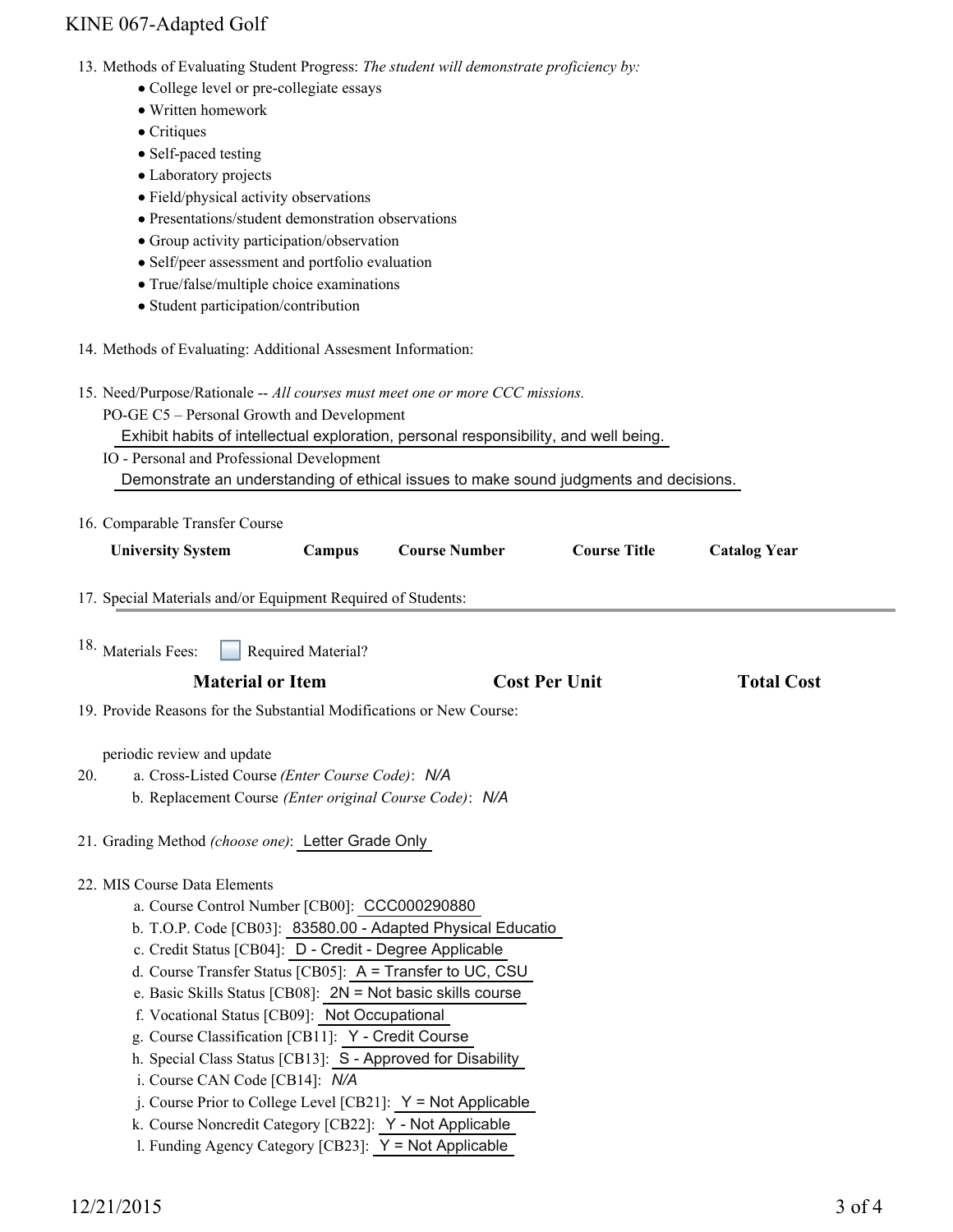13. Methods of Evaluating Student Progress: *The student will demonstrate proficiency by:*
    - College level or pre-collegiate essays
    - Written homework
    - Critiques
    - Self-paced testing
    - Laboratory projects
    - Field/physical activity observations
    - Presentations/student demonstration observations
    - Group activity participation/observation
    - Self/peer assessment and portfolio evaluation
    - True/false/multiple choice examinations
    - Student participation/contribution

14. Methods of Evaluating: Additional Assesment Information:

15. Need/Purpose/Rationale -- *All courses must meet one or more CCC missions.*

    PO-GE C5 – Personal Growth and Development

    Exhibit habits of intellectual exploration, personal responsibility, and well being.

    IO - Personal and Professional Development

    Demonstrate an understanding of ethical issues to make sound judgments and decisions.

16. Comparable Transfer Course

| University System | Campus | Course Number | Course Title | Catalog Year |
|---|---|---|---|---|

17. Special Materials and/or Equipment Required of Students:

18. Materials Fees: ☐ Required Material?

| Material or Item | Cost Per Unit | Total Cost |
|---|---|---|

19. Provide Reasons for the Substantial Modifications or New Course:

    periodic review and update

20. a. Cross-Listed Course *(Enter Course Code)*: *N/A*

    b. Replacement Course *(Enter original Course Code)*: *N/A*

21. Grading Method *(choose one)*: Letter Grade Only

22. MIS Course Data Elements
    a. Course Control Number [CB00]: CCC000290880
    b. T.O.P. Code [CB03]: 83580.00 - Adapted Physical Educatio
    c. Credit Status [CB04]: D - Credit - Degree Applicable
    d. Course Transfer Status [CB05]: A = Transfer to UC, CSU
    e. Basic Skills Status [CB08]: 2N = Not basic skills course
    f. Vocational Status [CB09]: Not Occupational
    g. Course Classification [CB11]: Y - Credit Course
    h. Special Class Status [CB13]: S - Approved for Disability
    i. Course CAN Code [CB14]: *N/A*
    j. Course Prior to College Level [CB21]: Y = Not Applicable
    k. Course Noncredit Category [CB22]: Y - Not Applicable
    l. Funding Agency Category [CB23]: Y = Not Applicable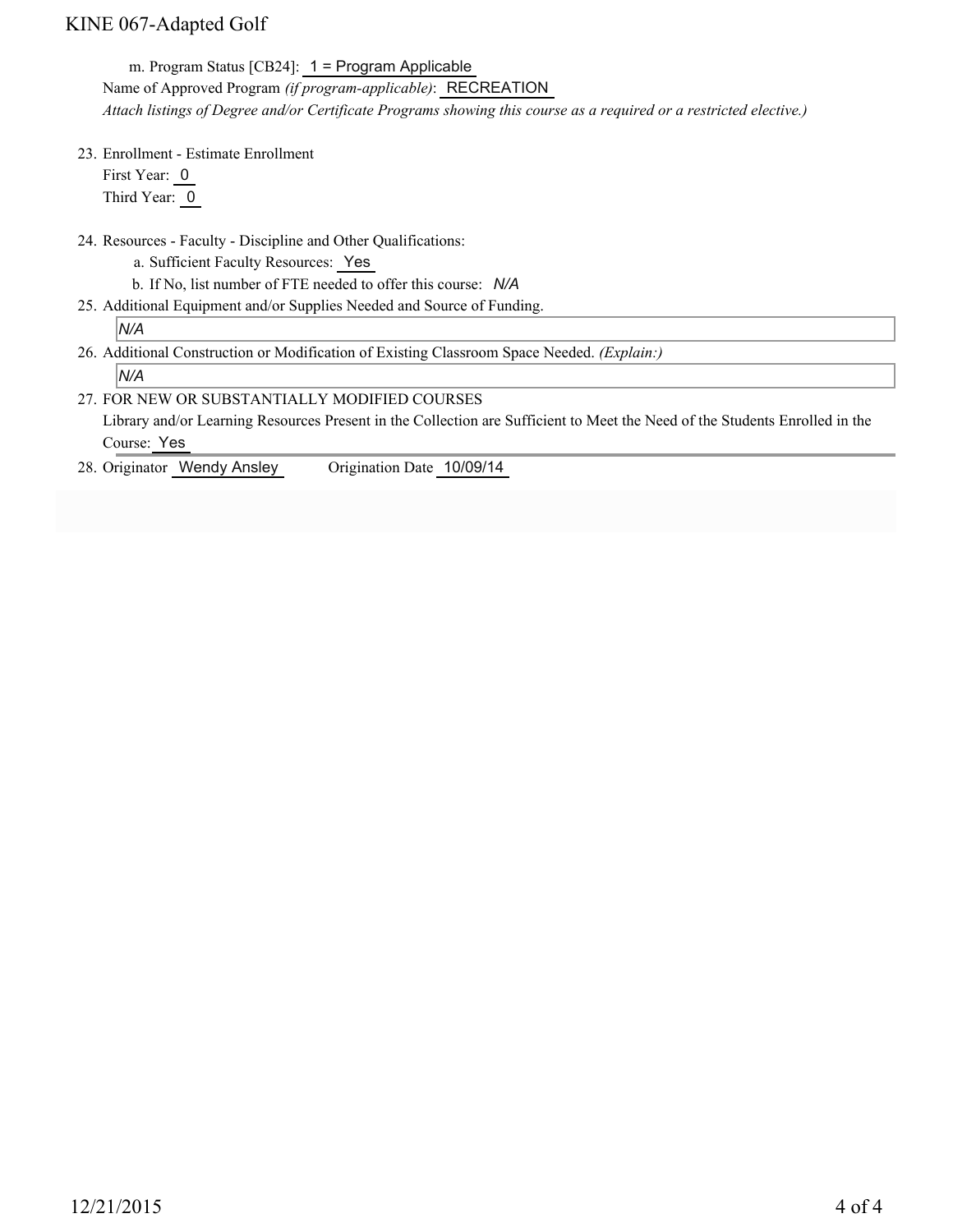m. Program Status [CB24]: 1 = Program Applicable

Name of Approved Program *(if program-applicable)*: RECREATION

*Attach listings of Degree and/or Certificate Programs showing this course as a required or a restricted elective.)*

23. Enrollment - Estimate Enrollment

    First Year: 0

    Third Year: 0

24. Resources - Faculty - Discipline and Other Qualifications:
    a. Sufficient Faculty Resources: Yes
    b. If No, list number of FTE needed to offer this course: *N/A*

25. Additional Equipment and/or Supplies Needed and Source of Funding.

    *N/A*

26. Additional Construction or Modification of Existing Classroom Space Needed. *(Explain:)*

    *N/A*

27. FOR NEW OR SUBSTANTIALLY MODIFIED COURSES

    Library and/or Learning Resources Present in the Collection are Sufficient to Meet the Need of the Students Enrolled in the Course: Yes

28. Originator Wendy Ansley Origination Date 10/09/14